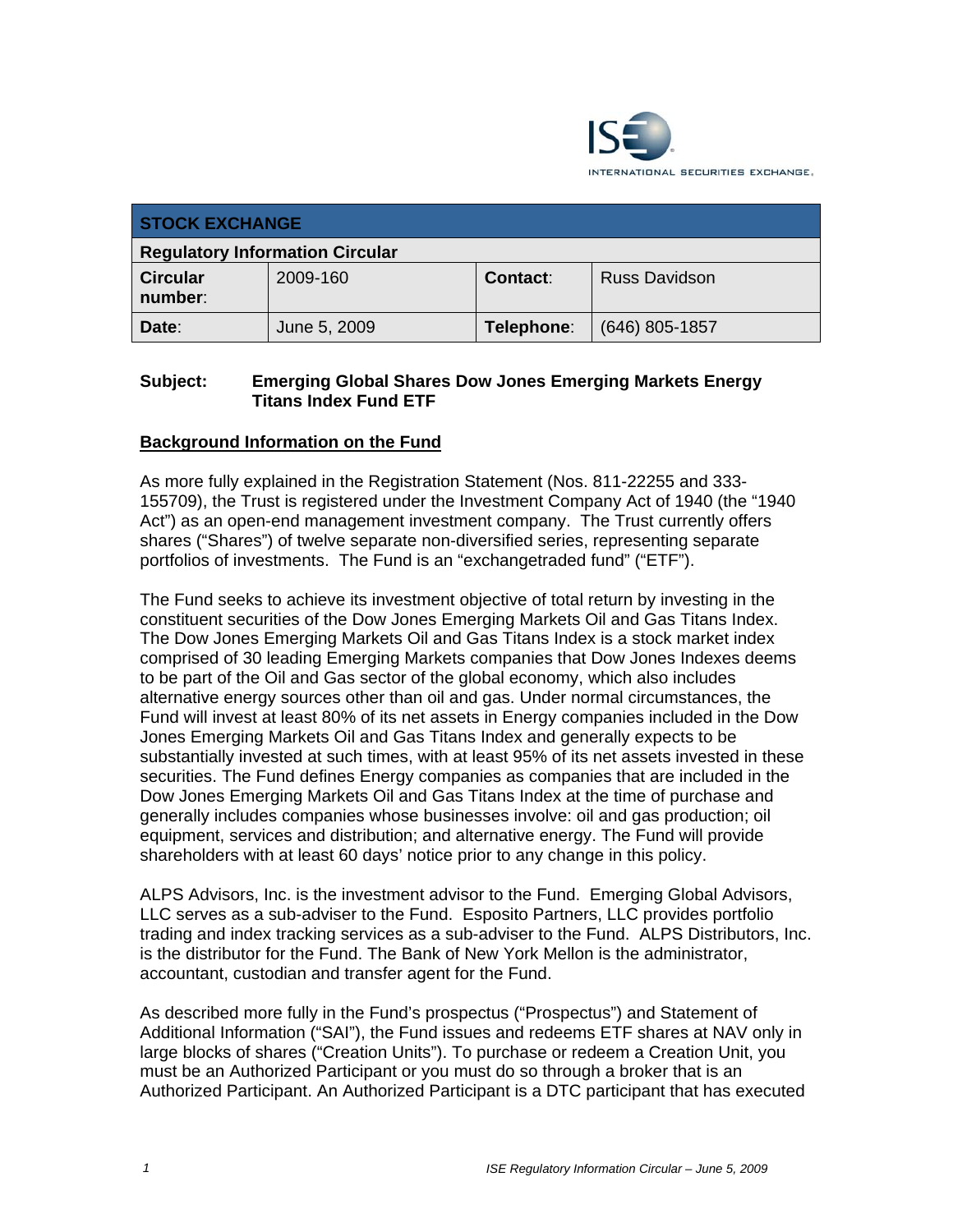INTERNATIONAL SECURITIES EXCHANGE.

| STOCK EXCHANGE | | | |
|---|---|---|---|
| **Regulatory Information Circular** | | | |
| **Circular number**: | 2009-160 | **Contact**: | Russ Davidson |
| **Date**: | June 5, 2009 | **Telephone**: | (646) 805-1857 |

**Subject: Emerging Global Shares Dow Jones Emerging Markets Energy Titans Index Fund ETF**

## Background Information on the Fund

As more fully explained in the Registration Statement (Nos. 811-22255 and 333-155709), the Trust is registered under the Investment Company Act of 1940 (the "1940 Act") as an open-end management investment company. The Trust currently offers shares ("Shares") of twelve separate non-diversified series, representing separate portfolios of investments. The Fund is an "exchangetraded fund" ("ETF").

The Fund seeks to achieve its investment objective of total return by investing in the constituent securities of the Dow Jones Emerging Markets Oil and Gas Titans Index. The Dow Jones Emerging Markets Oil and Gas Titans Index is a stock market index comprised of 30 leading Emerging Markets companies that Dow Jones Indexes deems to be part of the Oil and Gas sector of the global economy, which also includes alternative energy sources other than oil and gas. Under normal circumstances, the Fund will invest at least 80% of its net assets in Energy companies included in the Dow Jones Emerging Markets Oil and Gas Titans Index and generally expects to be substantially invested at such times, with at least 95% of its net assets invested in these securities. The Fund defines Energy companies as companies that are included in the Dow Jones Emerging Markets Oil and Gas Titans Index at the time of purchase and generally includes companies whose businesses involve: oil and gas production; oil equipment, services and distribution; and alternative energy. The Fund will provide shareholders with at least 60 days' notice prior to any change in this policy.

ALPS Advisors, Inc. is the investment advisor to the Fund. Emerging Global Advisors, LLC serves as a sub-adviser to the Fund. Esposito Partners, LLC provides portfolio trading and index tracking services as a sub-adviser to the Fund. ALPS Distributors, Inc. is the distributor for the Fund. The Bank of New York Mellon is the administrator, accountant, custodian and transfer agent for the Fund.

As described more fully in the Fund's prospectus ("Prospectus") and Statement of Additional Information ("SAI"), the Fund issues and redeems ETF shares at NAV only in large blocks of shares ("Creation Units"). To purchase or redeem a Creation Unit, you must be an Authorized Participant or you must do so through a broker that is an Authorized Participant. An Authorized Participant is a DTC participant that has executed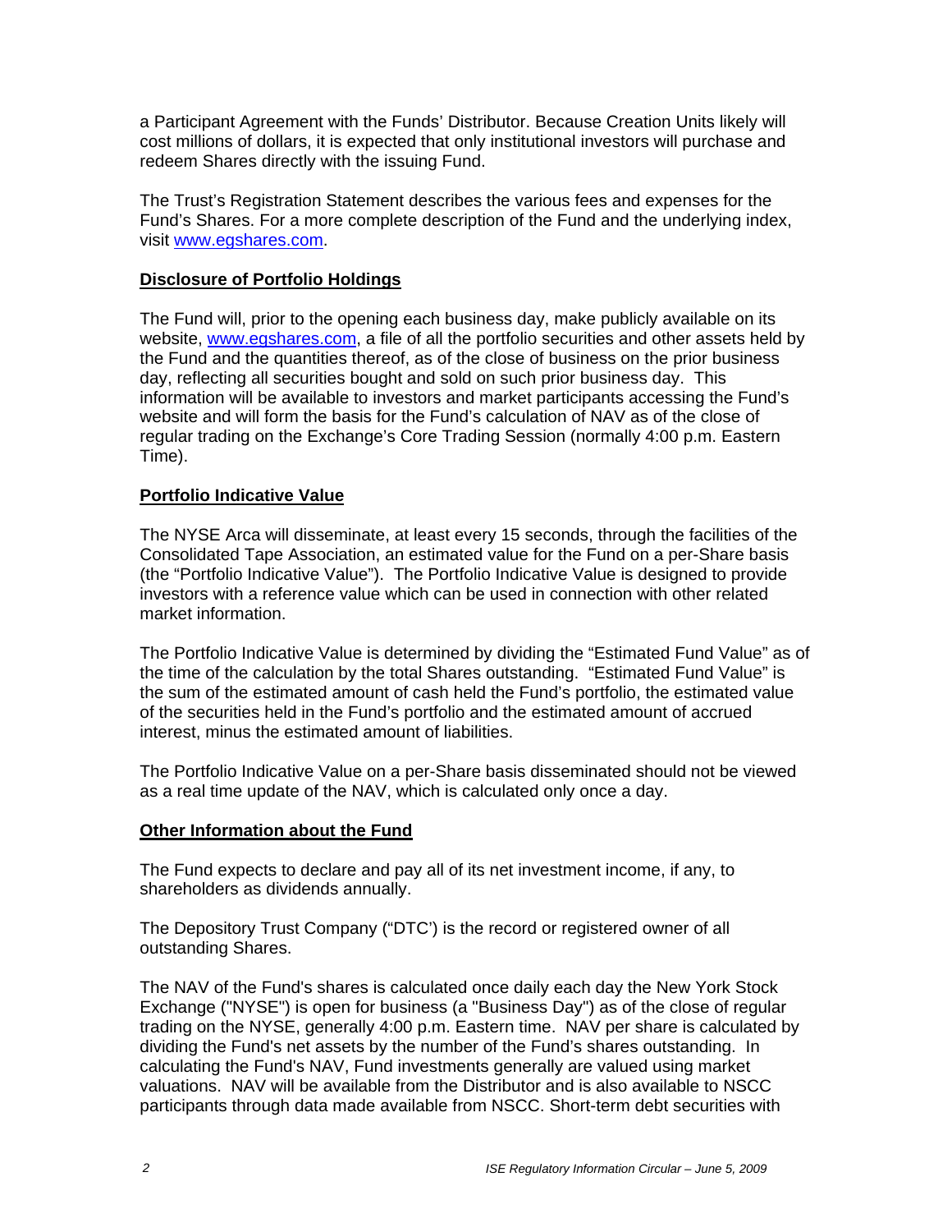a Participant Agreement with the Funds' Distributor. Because Creation Units likely will cost millions of dollars, it is expected that only institutional investors will purchase and redeem Shares directly with the issuing Fund.

The Trust's Registration Statement describes the various fees and expenses for the Fund's Shares. For a more complete description of the Fund and the underlying index, visit www.egshares.com.

## Disclosure of Portfolio Holdings

The Fund will, prior to the opening each business day, make publicly available on its website, www.egshares.com, a file of all the portfolio securities and other assets held by the Fund and the quantities thereof, as of the close of business on the prior business day, reflecting all securities bought and sold on such prior business day. This information will be available to investors and market participants accessing the Fund's website and will form the basis for the Fund's calculation of NAV as of the close of regular trading on the Exchange's Core Trading Session (normally 4:00 p.m. Eastern Time).

## Portfolio Indicative Value

The NYSE Arca will disseminate, at least every 15 seconds, through the facilities of the Consolidated Tape Association, an estimated value for the Fund on a per-Share basis (the "Portfolio Indicative Value"). The Portfolio Indicative Value is designed to provide investors with a reference value which can be used in connection with other related market information.

The Portfolio Indicative Value is determined by dividing the "Estimated Fund Value" as of the time of the calculation by the total Shares outstanding. "Estimated Fund Value" is the sum of the estimated amount of cash held the Fund's portfolio, the estimated value of the securities held in the Fund's portfolio and the estimated amount of accrued interest, minus the estimated amount of liabilities.

The Portfolio Indicative Value on a per-Share basis disseminated should not be viewed as a real time update of the NAV, which is calculated only once a day.

## Other Information about the Fund

The Fund expects to declare and pay all of its net investment income, if any, to shareholders as dividends annually.

The Depository Trust Company ("DTC') is the record or registered owner of all outstanding Shares.

The NAV of the Fund's shares is calculated once daily each day the New York Stock Exchange ("NYSE") is open for business (a "Business Day") as of the close of regular trading on the NYSE, generally 4:00 p.m. Eastern time. NAV per share is calculated by dividing the Fund's net assets by the number of the Fund's shares outstanding. In calculating the Fund's NAV, Fund investments generally are valued using market valuations. NAV will be available from the Distributor and is also available to NSCC participants through data made available from NSCC. Short-term debt securities with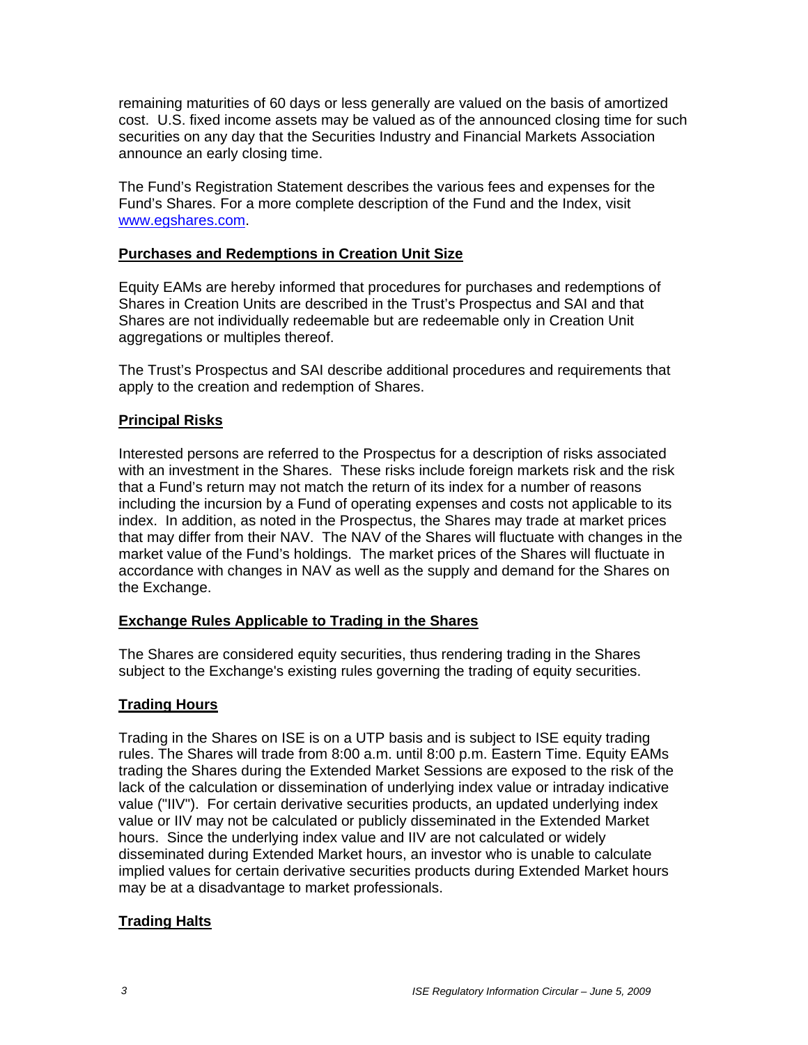remaining maturities of 60 days or less generally are valued on the basis of amortized cost. U.S. fixed income assets may be valued as of the announced closing time for such securities on any day that the Securities Industry and Financial Markets Association announce an early closing time.

The Fund's Registration Statement describes the various fees and expenses for the Fund's Shares. For a more complete description of the Fund and the Index, visit www.egshares.com.

**Purchases and Redemptions in Creation Unit Size**

Equity EAMs are hereby informed that procedures for purchases and redemptions of Shares in Creation Units are described in the Trust's Prospectus and SAI and that Shares are not individually redeemable but are redeemable only in Creation Unit aggregations or multiples thereof.

The Trust's Prospectus and SAI describe additional procedures and requirements that apply to the creation and redemption of Shares.

**Principal Risks**

Interested persons are referred to the Prospectus for a description of risks associated with an investment in the Shares. These risks include foreign markets risk and the risk that a Fund's return may not match the return of its index for a number of reasons including the incursion by a Fund of operating expenses and costs not applicable to its index. In addition, as noted in the Prospectus, the Shares may trade at market prices that may differ from their NAV. The NAV of the Shares will fluctuate with changes in the market value of the Fund's holdings. The market prices of the Shares will fluctuate in accordance with changes in NAV as well as the supply and demand for the Shares on the Exchange.

**Exchange Rules Applicable to Trading in the Shares**

The Shares are considered equity securities, thus rendering trading in the Shares subject to the Exchange's existing rules governing the trading of equity securities.

**Trading Hours**

Trading in the Shares on ISE is on a UTP basis and is subject to ISE equity trading rules. The Shares will trade from 8:00 a.m. until 8:00 p.m. Eastern Time. Equity EAMs trading the Shares during the Extended Market Sessions are exposed to the risk of the lack of the calculation or dissemination of underlying index value or intraday indicative value ("IIV"). For certain derivative securities products, an updated underlying index value or IIV may not be calculated or publicly disseminated in the Extended Market hours. Since the underlying index value and IIV are not calculated or widely disseminated during Extended Market hours, an investor who is unable to calculate implied values for certain derivative securities products during Extended Market hours may be at a disadvantage to market professionals.

**Trading Halts**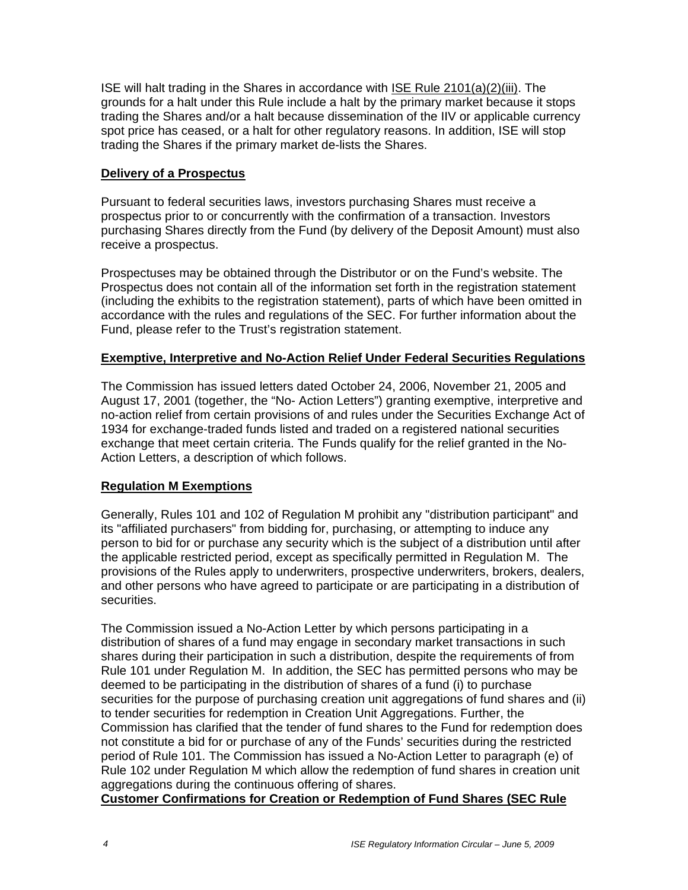ISE will halt trading in the Shares in accordance with ISE Rule 2101(a)(2)(iii). The grounds for a halt under this Rule include a halt by the primary market because it stops trading the Shares and/or a halt because dissemination of the IIV or applicable currency spot price has ceased, or a halt for other regulatory reasons. In addition, ISE will stop trading the Shares if the primary market de-lists the Shares.

**Delivery of a Prospectus**

Pursuant to federal securities laws, investors purchasing Shares must receive a prospectus prior to or concurrently with the confirmation of a transaction. Investors purchasing Shares directly from the Fund (by delivery of the Deposit Amount) must also receive a prospectus.

Prospectuses may be obtained through the Distributor or on the Fund's website. The Prospectus does not contain all of the information set forth in the registration statement (including the exhibits to the registration statement), parts of which have been omitted in accordance with the rules and regulations of the SEC. For further information about the Fund, please refer to the Trust's registration statement.

**Exemptive, Interpretive and No-Action Relief Under Federal Securities Regulations**

The Commission has issued letters dated October 24, 2006, November 21, 2005 and August 17, 2001 (together, the "No- Action Letters") granting exemptive, interpretive and no-action relief from certain provisions of and rules under the Securities Exchange Act of 1934 for exchange-traded funds listed and traded on a registered national securities exchange that meet certain criteria. The Funds qualify for the relief granted in the No-Action Letters, a description of which follows.

**Regulation M Exemptions**

Generally, Rules 101 and 102 of Regulation M prohibit any "distribution participant" and its "affiliated purchasers" from bidding for, purchasing, or attempting to induce any person to bid for or purchase any security which is the subject of a distribution until after the applicable restricted period, except as specifically permitted in Regulation M. The provisions of the Rules apply to underwriters, prospective underwriters, brokers, dealers, and other persons who have agreed to participate or are participating in a distribution of securities.

The Commission issued a No-Action Letter by which persons participating in a distribution of shares of a fund may engage in secondary market transactions in such shares during their participation in such a distribution, despite the requirements of from Rule 101 under Regulation M. In addition, the SEC has permitted persons who may be deemed to be participating in the distribution of shares of a fund (i) to purchase securities for the purpose of purchasing creation unit aggregations of fund shares and (ii) to tender securities for redemption in Creation Unit Aggregations. Further, the Commission has clarified that the tender of fund shares to the Fund for redemption does not constitute a bid for or purchase of any of the Funds' securities during the restricted period of Rule 101. The Commission has issued a No-Action Letter to paragraph (e) of Rule 102 under Regulation M which allow the redemption of fund shares in creation unit aggregations during the continuous offering of shares.

**Customer Confirmations for Creation or Redemption of Fund Shares (SEC Rule**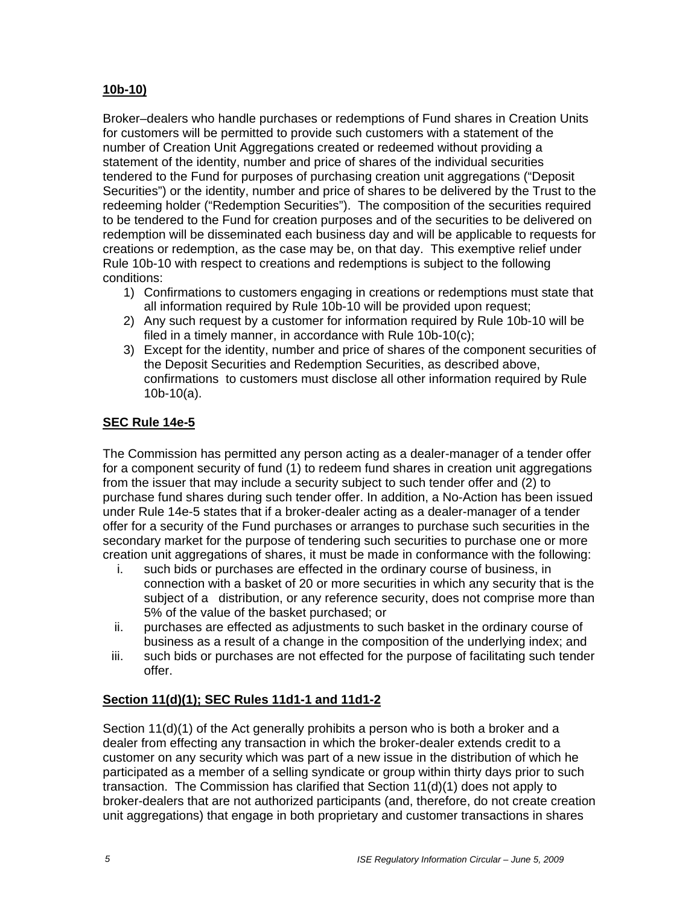**10b-10)**

Broker–dealers who handle purchases or redemptions of Fund shares in Creation Units for customers will be permitted to provide such customers with a statement of the number of Creation Unit Aggregations created or redeemed without providing a statement of the identity, number and price of shares of the individual securities tendered to the Fund for purposes of purchasing creation unit aggregations ("Deposit Securities") or the identity, number and price of shares to be delivered by the Trust to the redeeming holder ("Redemption Securities"). The composition of the securities required to be tendered to the Fund for creation purposes and of the securities to be delivered on redemption will be disseminated each business day and will be applicable to requests for creations or redemption, as the case may be, on that day. This exemptive relief under Rule 10b-10 with respect to creations and redemptions is subject to the following conditions:

1) Confirmations to customers engaging in creations or redemptions must state that all information required by Rule 10b-10 will be provided upon request;
2) Any such request by a customer for information required by Rule 10b-10 will be filed in a timely manner, in accordance with Rule 10b-10(c);
3) Except for the identity, number and price of shares of the component securities of the Deposit Securities and Redemption Securities, as described above, confirmations to customers must disclose all other information required by Rule 10b-10(a).

**SEC Rule 14e-5**

The Commission has permitted any person acting as a dealer-manager of a tender offer for a component security of fund (1) to redeem fund shares in creation unit aggregations from the issuer that may include a security subject to such tender offer and (2) to purchase fund shares during such tender offer. In addition, a No-Action has been issued under Rule 14e-5 states that if a broker-dealer acting as a dealer-manager of a tender offer for a security of the Fund purchases or arranges to purchase such securities in the secondary market for the purpose of tendering such securities to purchase one or more creation unit aggregations of shares, it must be made in conformance with the following:

i. such bids or purchases are effected in the ordinary course of business, in connection with a basket of 20 or more securities in which any security that is the subject of a distribution, or any reference security, does not comprise more than 5% of the value of the basket purchased; or
ii. purchases are effected as adjustments to such basket in the ordinary course of business as a result of a change in the composition of the underlying index; and
iii. such bids or purchases are not effected for the purpose of facilitating such tender offer.

**Section 11(d)(1); SEC Rules 11d1-1 and 11d1-2**

Section 11(d)(1) of the Act generally prohibits a person who is both a broker and a dealer from effecting any transaction in which the broker-dealer extends credit to a customer on any security which was part of a new issue in the distribution of which he participated as a member of a selling syndicate or group within thirty days prior to such transaction. The Commission has clarified that Section 11(d)(1) does not apply to broker-dealers that are not authorized participants (and, therefore, do not create creation unit aggregations) that engage in both proprietary and customer transactions in shares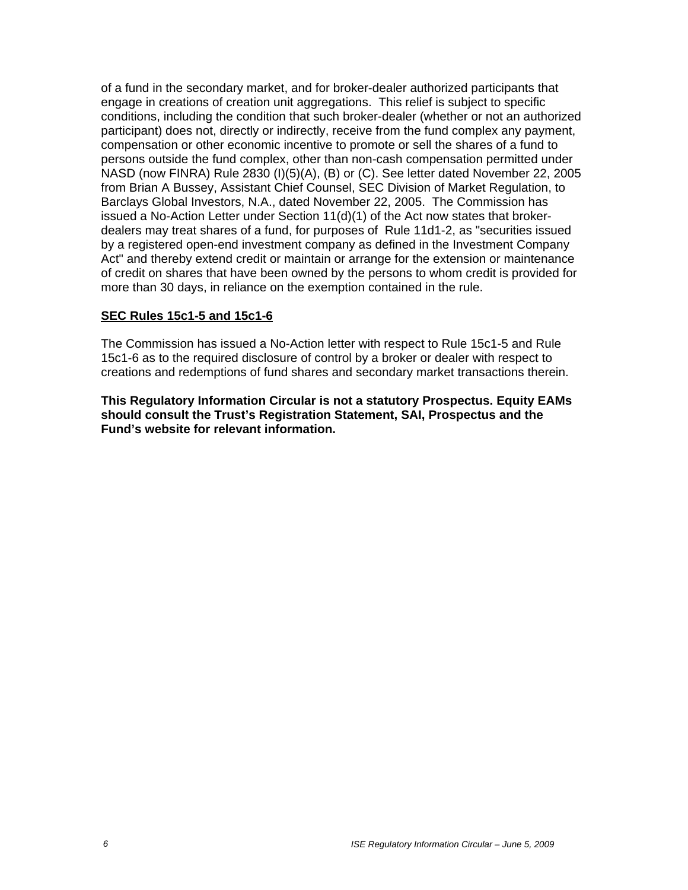of a fund in the secondary market, and for broker-dealer authorized participants that engage in creations of creation unit aggregations. This relief is subject to specific conditions, including the condition that such broker-dealer (whether or not an authorized participant) does not, directly or indirectly, receive from the fund complex any payment, compensation or other economic incentive to promote or sell the shares of a fund to persons outside the fund complex, other than non-cash compensation permitted under NASD (now FINRA) Rule 2830 (I)(5)(A), (B) or (C). See letter dated November 22, 2005 from Brian A Bussey, Assistant Chief Counsel, SEC Division of Market Regulation, to Barclays Global Investors, N.A., dated November 22, 2005. The Commission has issued a No-Action Letter under Section 11(d)(1) of the Act now states that broker-dealers may treat shares of a fund, for purposes of Rule 11d1-2, as "securities issued by a registered open-end investment company as defined in the Investment Company Act" and thereby extend credit or maintain or arrange for the extension or maintenance of credit on shares that have been owned by the persons to whom credit is provided for more than 30 days, in reliance on the exemption contained in the rule.

**SEC Rules 15c1-5 and 15c1-6**

The Commission has issued a No-Action letter with respect to Rule 15c1-5 and Rule 15c1-6 as to the required disclosure of control by a broker or dealer with respect to creations and redemptions of fund shares and secondary market transactions therein.

**This Regulatory Information Circular is not a statutory Prospectus. Equity EAMs should consult the Trust's Registration Statement, SAI, Prospectus and the Fund's website for relevant information.**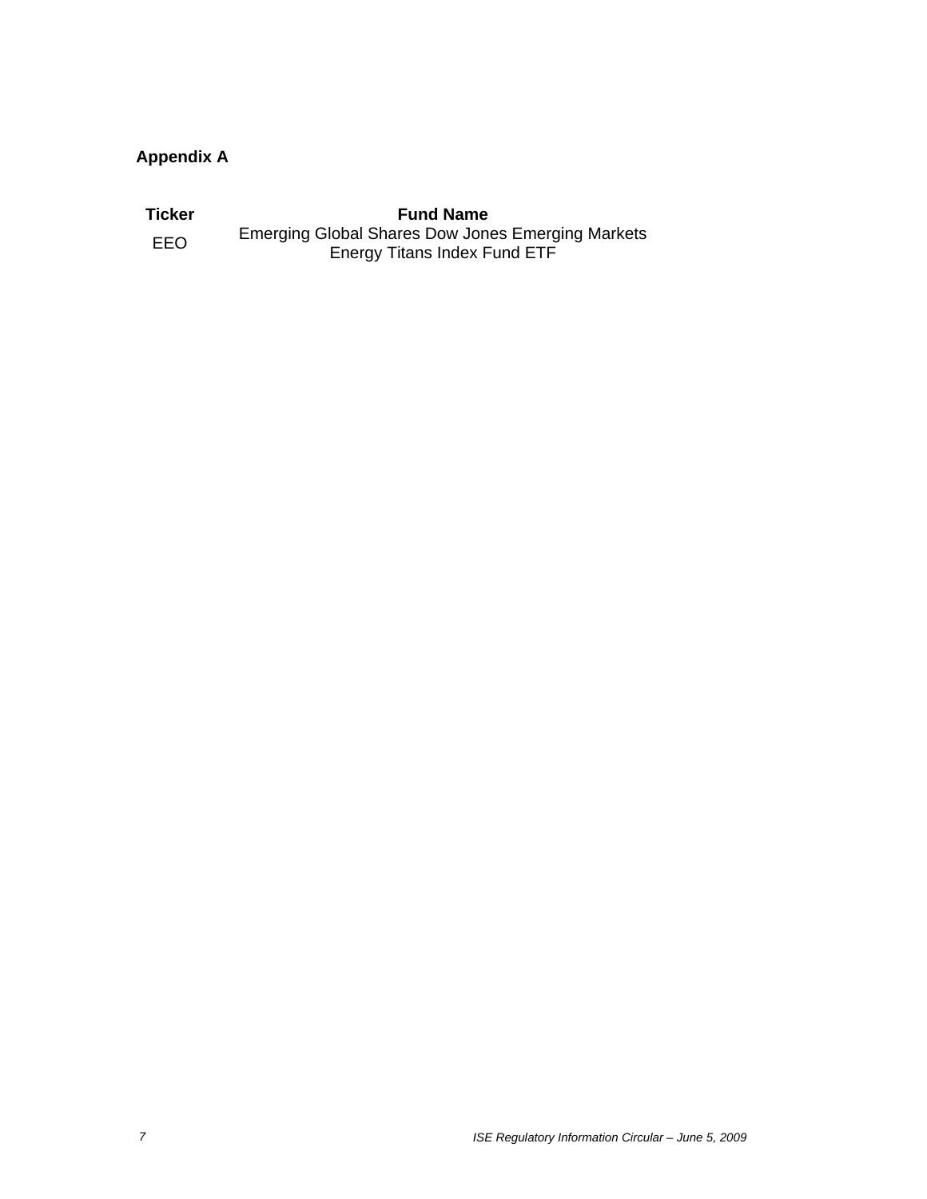## Appendix A

| Ticker | Fund Name |
|---|---|
| EEO | Emerging Global Shares Dow Jones Emerging Markets Energy Titans Index Fund ETF |